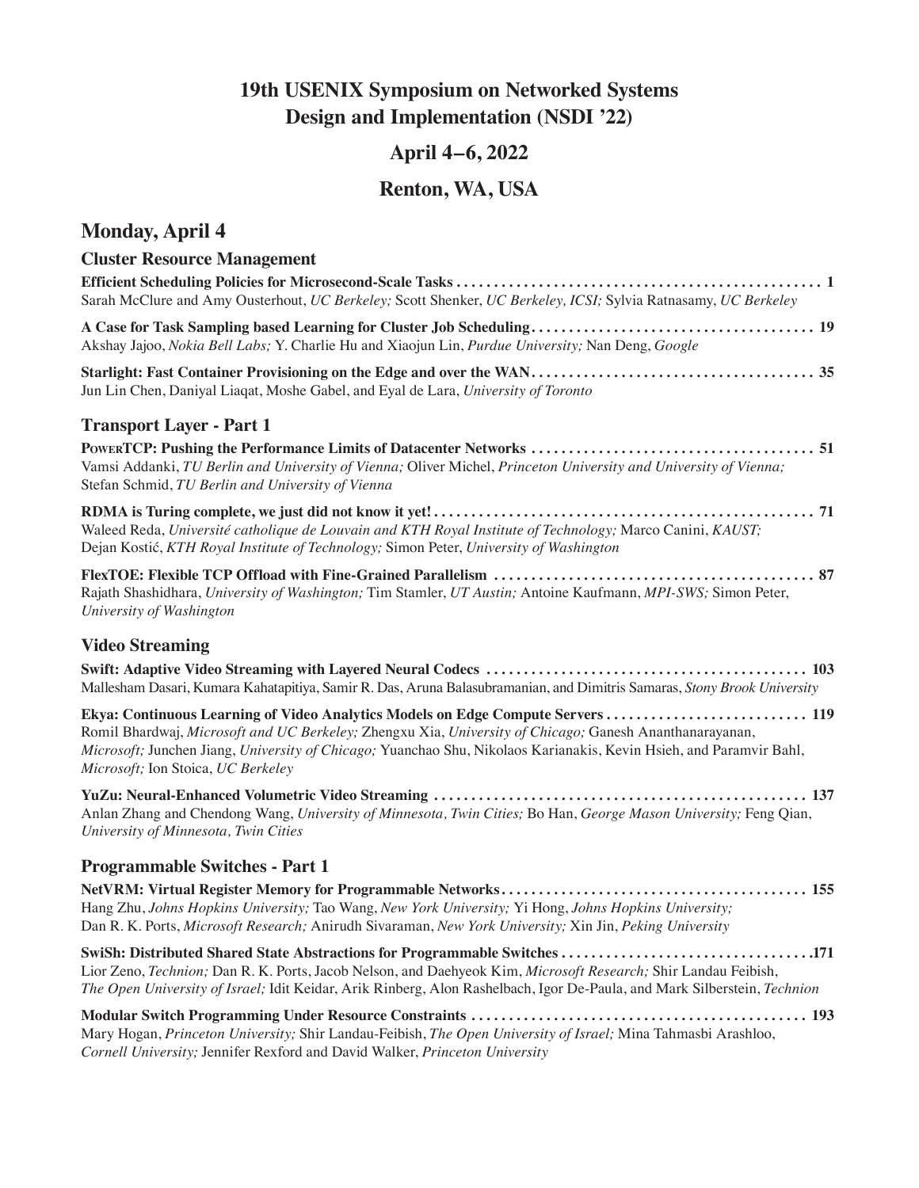# 19th USENIX Symposium on Networked Systems Design and Implementation (NSDI '22)

## April 4–6, 2022

## Renton, WA, USA

## Monday, April 4

### Cluster Resource Management

**Efficient Scheduling Policies for Microsecond-Scale Tasks** . . . . . . . . . . . . . . . . . . . . . . . . . . . . . . . . . . . . . . . . . . . . . . . . . **1**
Sarah McClure and Amy Ousterhout, *UC Berkeley;* Scott Shenker, *UC Berkeley, ICSI;* Sylvia Ratnasamy, *UC Berkeley*

**A Case for Task Sampling based Learning for Cluster Job Scheduling** . . . . . . . . . . . . . . . . . . . . . . . . . . . . . . . . . . . . . **19**
Akshay Jajoo, *Nokia Bell Labs;* Y. Charlie Hu and Xiaojun Lin, *Purdue University;* Nan Deng, *Google*

**Starlight: Fast Container Provisioning on the Edge and over the WAN** . . . . . . . . . . . . . . . . . . . . . . . . . . . . . . . . . . . . . **35**
Jun Lin Chen, Daniyal Liaqat, Moshe Gabel, and Eyal de Lara, *University of Toronto*

### Transport Layer - Part 1

**PowerTCP: Pushing the Performance Limits of Datacenter Networks** . . . . . . . . . . . . . . . . . . . . . . . . . . . . . . . . . . . . . **51**
Vamsi Addanki, *TU Berlin and University of Vienna;* Oliver Michel, *Princeton University and University of Vienna;* Stefan Schmid, *TU Berlin and University of Vienna*

**RDMA is Turing complete, we just did not know it yet!** . . . . . . . . . . . . . . . . . . . . . . . . . . . . . . . . . . . . . . . . . . . . . . . . . . **71**
Waleed Reda, *Université catholique de Louvain and KTH Royal Institute of Technology;* Marco Canini, *KAUST;* Dejan Kostić, *KTH Royal Institute of Technology;* Simon Peter, *University of Washington*

**FlexTOE: Flexible TCP Offload with Fine-Grained Parallelism** . . . . . . . . . . . . . . . . . . . . . . . . . . . . . . . . . . . . . . . . . . . **87**
Rajath Shashidhara, *University of Washington;* Tim Stamler, *UT Austin;* Antoine Kaufmann, *MPI-SWS;* Simon Peter, *University of Washington*

### Video Streaming

**Swift: Adaptive Video Streaming with Layered Neural Codecs** . . . . . . . . . . . . . . . . . . . . . . . . . . . . . . . . . . . . . . . . . . . **103**
Mallesham Dasari, Kumara Kahatapitiya, Samir R. Das, Aruna Balasubramanian, and Dimitris Samaras, *Stony Brook University*

**Ekya: Continuous Learning of Video Analytics Models on Edge Compute Servers** . . . . . . . . . . . . . . . . . . . . . . . . . . . **119**
Romil Bhardwaj, *Microsoft and UC Berkeley;* Zhengxu Xia, *University of Chicago;* Ganesh Ananthanarayanan, *Microsoft;* Junchen Jiang, *University of Chicago;* Yuanchao Shu, Nikolaos Karianakis, Kevin Hsieh, and Paramvir Bahl, *Microsoft;* Ion Stoica, *UC Berkeley*

**YuZu: Neural-Enhanced Volumetric Video Streaming** . . . . . . . . . . . . . . . . . . . . . . . . . . . . . . . . . . . . . . . . . . . . . . . . . . **137**
Anlan Zhang and Chendong Wang, *University of Minnesota, Twin Cities;* Bo Han, *George Mason University;* Feng Qian, *University of Minnesota, Twin Cities*

### Programmable Switches - Part 1

**NetVRM: Virtual Register Memory for Programmable Networks** . . . . . . . . . . . . . . . . . . . . . . . . . . . . . . . . . . . . . . . . . **155**
Hang Zhu, *Johns Hopkins University;* Tao Wang, *New York University;* Yi Hong, *Johns Hopkins University;* Dan R. K. Ports, *Microsoft Research;* Anirudh Sivaraman, *New York University;* Xin Jin, *Peking University*

**SwiSh: Distributed Shared State Abstractions for Programmable Switches** . . . . . . . . . . . . . . . . . . . . . . . . . . . . . . . . . .**171**
Lior Zeno, *Technion;* Dan R. K. Ports, Jacob Nelson, and Daehyeok Kim, *Microsoft Research;* Shir Landau Feibish, *The Open University of Israel;* Idit Keidar, Arik Rinberg, Alon Rashelbach, Igor De-Paula, and Mark Silberstein, *Technion*

**Modular Switch Programming Under Resource Constraints** . . . . . . . . . . . . . . . . . . . . . . . . . . . . . . . . . . . . . . . . . . . . . **193**
Mary Hogan, *Princeton University;* Shir Landau-Feibish, *The Open University of Israel;* Mina Tahmasbi Arashloo, *Cornell University;* Jennifer Rexford and David Walker, *Princeton University*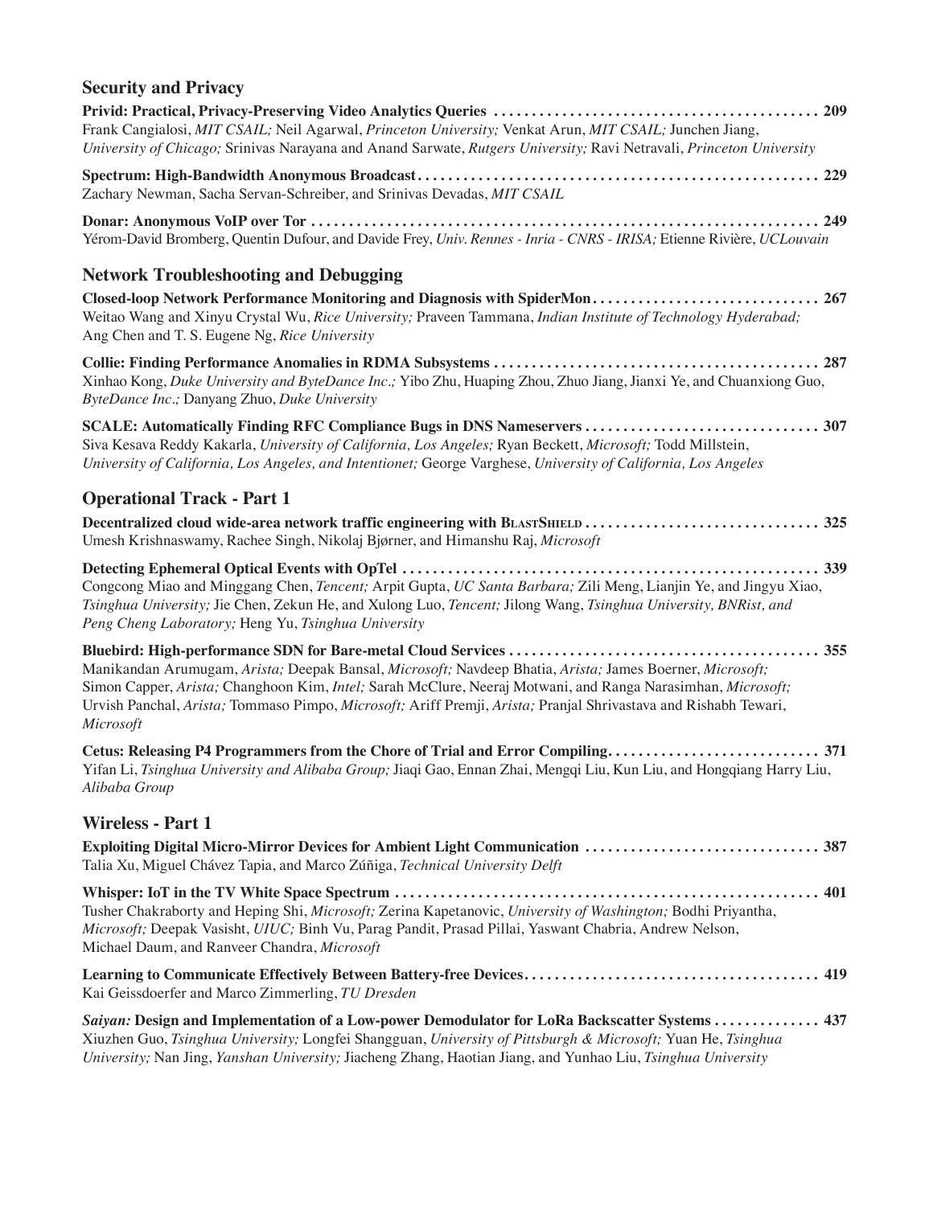## Security and Privacy

**Privid: Practical, Privacy-Preserving Video Analytics Queries** ........ **209**
Frank Cangialosi, *MIT CSAIL;* Neil Agarwal, *Princeton University;* Venkat Arun, *MIT CSAIL;* Junchen Jiang, *University of Chicago;* Srinivas Narayana and Anand Sarwate, *Rutgers University;* Ravi Netravali, *Princeton University*

**Spectrum: High-Bandwidth Anonymous Broadcast** ........ **229**
Zachary Newman, Sacha Servan-Schreiber, and Srinivas Devadas, *MIT CSAIL*

**Donar: Anonymous VoIP over Tor** ........ **249**
Yérom-David Bromberg, Quentin Dufour, and Davide Frey, *Univ. Rennes - Inria - CNRS - IRISA;* Etienne Rivière, *UCLouvain*

## Network Troubleshooting and Debugging

**Closed-loop Network Performance Monitoring and Diagnosis with SpiderMon** ........ **267**
Weitao Wang and Xinyu Crystal Wu, *Rice University;* Praveen Tammana, *Indian Institute of Technology Hyderabad;* Ang Chen and T. S. Eugene Ng, *Rice University*

**Collie: Finding Performance Anomalies in RDMA Subsystems** ........ **287**
Xinhao Kong, *Duke University and ByteDance Inc.;* Yibo Zhu, Huaping Zhou, Zhuo Jiang, Jianxi Ye, and Chuanxiong Guo, *ByteDance Inc.;* Danyang Zhuo, *Duke University*

**SCALE: Automatically Finding RFC Compliance Bugs in DNS Nameservers** ........ **307**
Siva Kesava Reddy Kakarla, *University of California, Los Angeles;* Ryan Beckett, *Microsoft;* Todd Millstein, *University of California, Los Angeles, and Intentionet;* George Varghese, *University of California, Los Angeles*

## Operational Track - Part 1

**Decentralized cloud wide-area network traffic engineering with BlastShield** ........ **325**
Umesh Krishnaswamy, Rachee Singh, Nikolaj Bjørner, and Himanshu Raj, *Microsoft*

**Detecting Ephemeral Optical Events with OpTel** ........ **339**
Congcong Miao and Minggang Chen, *Tencent;* Arpit Gupta, *UC Santa Barbara;* Zili Meng, Lianjin Ye, and Jingyu Xiao, *Tsinghua University;* Jie Chen, Zekun He, and Xulong Luo, *Tencent;* Jilong Wang, *Tsinghua University, BNRist, and Peng Cheng Laboratory;* Heng Yu, *Tsinghua University*

**Bluebird: High-performance SDN for Bare-metal Cloud Services** ........ **355**
Manikandan Arumugam, *Arista;* Deepak Bansal, *Microsoft;* Navdeep Bhatia, *Arista;* James Boerner, *Microsoft;* Simon Capper, *Arista;* Changhoon Kim, *Intel;* Sarah McClure, Neeraj Motwani, and Ranga Narasimhan, *Microsoft;* Urvish Panchal, *Arista;* Tommaso Pimpo, *Microsoft;* Ariff Premji, *Arista;* Pranjal Shrivastava and Rishabh Tewari, *Microsoft*

**Cetus: Releasing P4 Programmers from the Chore of Trial and Error Compiling** ........ **371**
Yifan Li, *Tsinghua University and Alibaba Group;* Jiaqi Gao, Ennan Zhai, Mengqi Liu, Kun Liu, and Hongqiang Harry Liu, *Alibaba Group*

## Wireless - Part 1

**Exploiting Digital Micro-Mirror Devices for Ambient Light Communication** ........ **387**
Talia Xu, Miguel Chávez Tapia, and Marco Zúñiga, *Technical University Delft*

**Whisper: IoT in the TV White Space Spectrum** ........ **401**
Tusher Chakraborty and Heping Shi, *Microsoft;* Zerina Kapetanovic, *University of Washington;* Bodhi Priyantha, *Microsoft;* Deepak Vasisht, *UIUC;* Binh Vu, Parag Pandit, Prasad Pillai, Yaswant Chabria, Andrew Nelson, Michael Daum, and Ranveer Chandra, *Microsoft*

**Learning to Communicate Effectively Between Battery-free Devices** ........ **419**
Kai Geissdoerfer and Marco Zimmerling, *TU Dresden*

***Saiyan:* Design and Implementation of a Low-power Demodulator for LoRa Backscatter Systems** ........ **437**
Xiuzhen Guo, *Tsinghua University;* Longfei Shangguan, *University of Pittsburgh & Microsoft;* Yuan He, *Tsinghua University;* Nan Jing, *Yanshan University;* Jiacheng Zhang, Haotian Jiang, and Yunhao Liu, *Tsinghua University*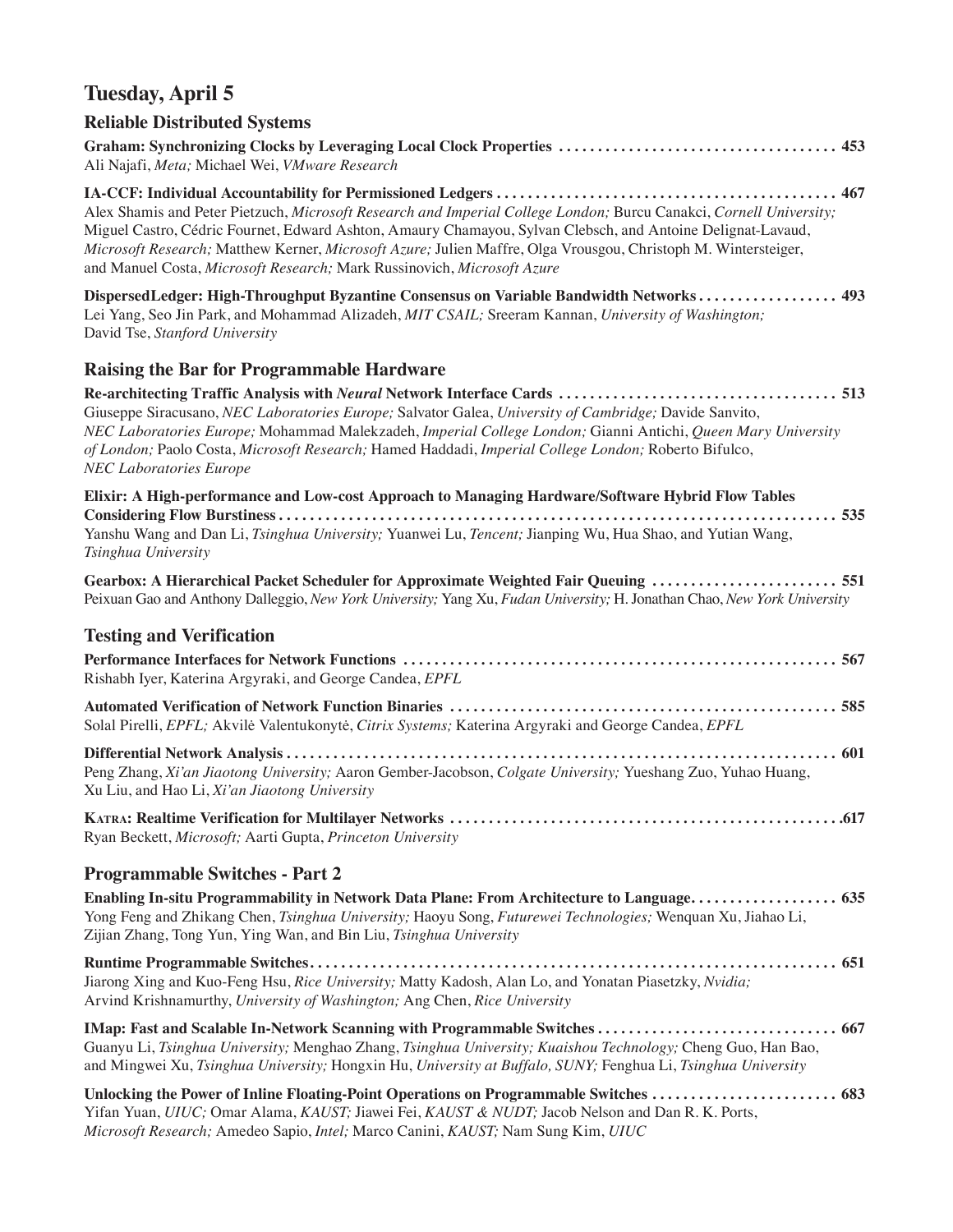# Tuesday, April 5

## Reliable Distributed Systems

**Graham: Synchronizing Clocks by Leveraging Local Clock Properties** . . . . . . . . . . . . . . . . . . . . . . . . . . . . . . . . . . . . 453
Ali Najafi, *Meta;* Michael Wei, *VMware Research*

**IA-CCF: Individual Accountability for Permissioned Ledgers** . . . . . . . . . . . . . . . . . . . . . . . . . . . . . . . . . . . . . . . . . . . . 467
Alex Shamis and Peter Pietzuch, *Microsoft Research and Imperial College London;* Burcu Canakci, *Cornell University;* Miguel Castro, Cédric Fournet, Edward Ashton, Amaury Chamayou, Sylvan Clebsch, and Antoine Delignat-Lavaud, *Microsoft Research;* Matthew Kerner, *Microsoft Azure;* Julien Maffre, Olga Vrousgou, Christoph M. Wintersteiger, and Manuel Costa, *Microsoft Research;* Mark Russinovich, *Microsoft Azure*

**DispersedLedger: High-Throughput Byzantine Consensus on Variable Bandwidth Networks** . . . . . . . . . . . . . . . . . . 493
Lei Yang, Seo Jin Park, and Mohammad Alizadeh, *MIT CSAIL;* Sreeram Kannan, *University of Washington;* David Tse, *Stanford University*

## Raising the Bar for Programmable Hardware

**Re-architecting Traffic Analysis with *Neural* Network Interface Cards** . . . . . . . . . . . . . . . . . . . . . . . . . . . . . . . . . . . . 513
Giuseppe Siracusano, *NEC Laboratories Europe;* Salvator Galea, *University of Cambridge;* Davide Sanvito, *NEC Laboratories Europe;* Mohammad Malekzadeh, *Imperial College London;* Gianni Antichi, *Queen Mary University of London;* Paolo Costa, *Microsoft Research;* Hamed Haddadi, *Imperial College London;* Roberto Bifulco, *NEC Laboratories Europe*

**Elixir: A High-performance and Low-cost Approach to Managing Hardware/Software Hybrid Flow Tables Considering Flow Burstiness** . . . . . . . . . . . . . . . . . . . . . . . . . . . . . . . . . . . . . . . . . . . . . . . . . . . . . . . . . . . . . . . . . . . . . . . 535
Yanshu Wang and Dan Li, *Tsinghua University;* Yuanwei Lu, *Tencent;* Jianping Wu, Hua Shao, and Yutian Wang, *Tsinghua University*

**Gearbox: A Hierarchical Packet Scheduler for Approximate Weighted Fair Queuing** . . . . . . . . . . . . . . . . . . . . . . . . 551
Peixuan Gao and Anthony Dalleggio, *New York University;* Yang Xu, *Fudan University;* H. Jonathan Chao, *New York University*

## Testing and Verification

**Performance Interfaces for Network Functions** . . . . . . . . . . . . . . . . . . . . . . . . . . . . . . . . . . . . . . . . . . . . . . . . . . . . . . . . 567
Rishabh Iyer, Katerina Argyraki, and George Candea, *EPFL*

**Automated Verification of Network Function Binaries** . . . . . . . . . . . . . . . . . . . . . . . . . . . . . . . . . . . . . . . . . . . . . . . . . . 585
Solal Pirelli, *EPFL;* Akvilė Valentukonytė, *Citrix Systems;* Katerina Argyraki and George Candea, *EPFL*

**Differential Network Analysis** . . . . . . . . . . . . . . . . . . . . . . . . . . . . . . . . . . . . . . . . . . . . . . . . . . . . . . . . . . . . . . . . . . . . . . 601
Peng Zhang, *Xi'an Jiaotong University;* Aaron Gember-Jacobson, *Colgate University;* Yueshang Zuo, Yuhao Huang, Xu Liu, and Hao Li, *Xi'an Jiaotong University*

**KATRA: Realtime Verification for Multilayer Networks** . . . . . . . . . . . . . . . . . . . . . . . . . . . . . . . . . . . . . . . . . . . . . . . . . . . .617
Ryan Beckett, *Microsoft;* Aarti Gupta, *Princeton University*

## Programmable Switches - Part 2

**Enabling In-situ Programmability in Network Data Plane: From Architecture to Language** . . . . . . . . . . . . . . . . . . . 635
Yong Feng and Zhikang Chen, *Tsinghua University;* Haoyu Song, *Futurewei Technologies;* Wenquan Xu, Jiahao Li, Zijian Zhang, Tong Yun, Ying Wan, and Bin Liu, *Tsinghua University*

**Runtime Programmable Switches** . . . . . . . . . . . . . . . . . . . . . . . . . . . . . . . . . . . . . . . . . . . . . . . . . . . . . . . . . . . . . . . . . . . . 651
Jiarong Xing and Kuo-Feng Hsu, *Rice University;* Matty Kadosh, Alan Lo, and Yonatan Piasetzky, *Nvidia;* Arvind Krishnamurthy, *University of Washington;* Ang Chen, *Rice University*

**IMap: Fast and Scalable In-Network Scanning with Programmable Switches** . . . . . . . . . . . . . . . . . . . . . . . . . . . . . . . 667
Guanyu Li, *Tsinghua University;* Menghao Zhang, *Tsinghua University; Kuaishou Technology;* Cheng Guo, Han Bao, and Mingwei Xu, *Tsinghua University;* Hongxin Hu, *University at Buffalo, SUNY;* Fenghua Li, *Tsinghua University*

**Unlocking the Power of Inline Floating-Point Operations on Programmable Switches** . . . . . . . . . . . . . . . . . . . . . . . . 683
Yifan Yuan, *UIUC;* Omar Alama, *KAUST;* Jiawei Fei, *KAUST & NUDT;* Jacob Nelson and Dan R. K. Ports, *Microsoft Research;* Amedeo Sapio, *Intel;* Marco Canini, *KAUST;* Nam Sung Kim, *UIUC*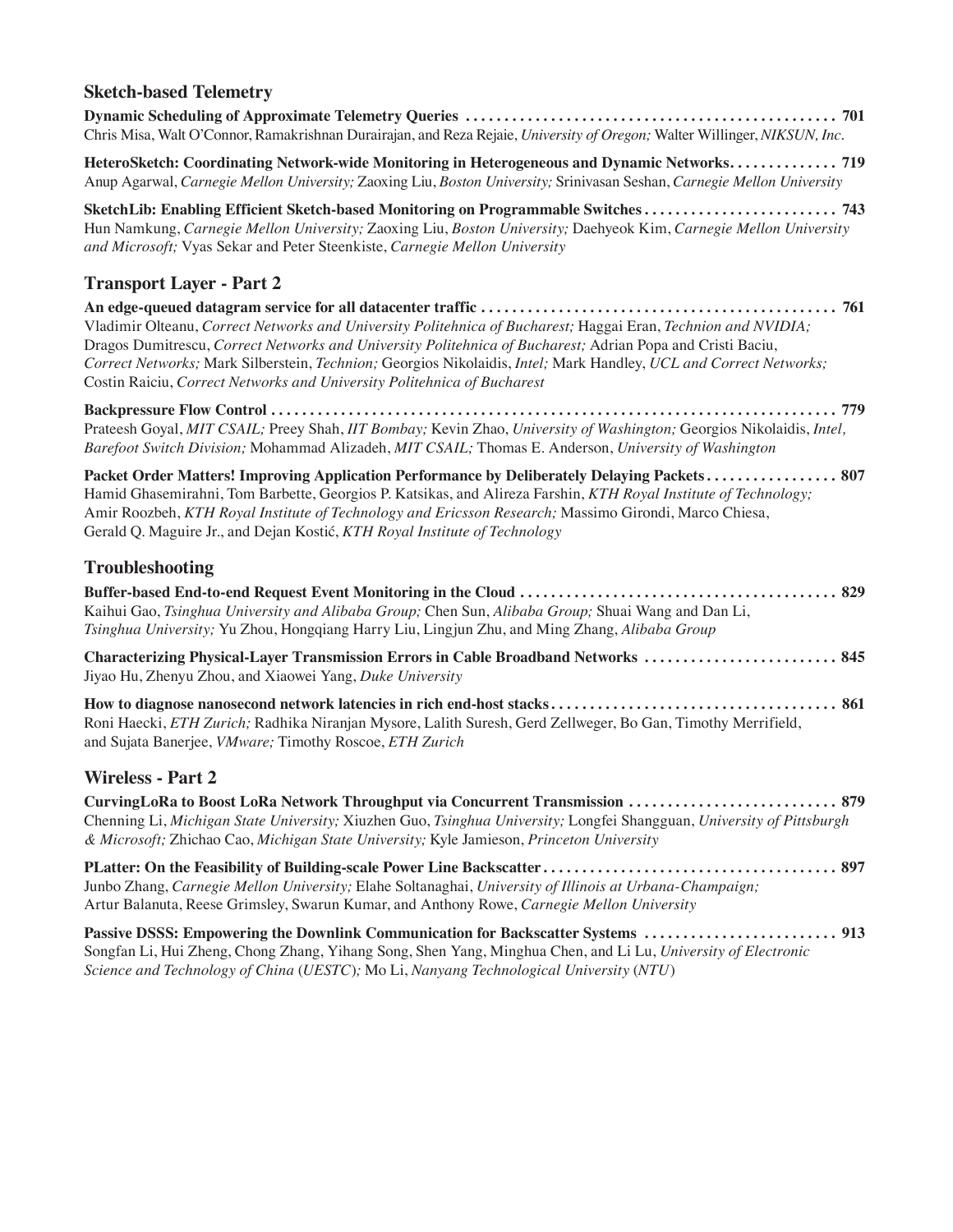## Sketch-based Telemetry

**Dynamic Scheduling of Approximate Telemetry Queries** ................................................ 701
Chris Misa, Walt O'Connor, Ramakrishnan Durairajan, and Reza Rejaie, *University of Oregon;* Walter Willinger, *NIKSUN, Inc.*

**HeteroSketch: Coordinating Network-wide Monitoring in Heterogeneous and Dynamic Networks** ............. 719
Anup Agarwal, *Carnegie Mellon University;* Zaoxing Liu, *Boston University;* Srinivasan Seshan, *Carnegie Mellon University*

**SketchLib: Enabling Efficient Sketch-based Monitoring on Programmable Switches** ......................... 743
Hun Namkung, *Carnegie Mellon University;* Zaoxing Liu, *Boston University;* Daehyeok Kim, *Carnegie Mellon University and Microsoft;* Vyas Sekar and Peter Steenkiste, *Carnegie Mellon University*

## Transport Layer - Part 2

**An edge-queued datagram service for all datacenter traffic** ............................................... 761
Vladimir Olteanu, *Correct Networks and University Politehnica of Bucharest;* Haggai Eran, *Technion and NVIDIA;* Dragos Dumitrescu, *Correct Networks and University Politehnica of Bucharest;* Adrian Popa and Cristi Baciu, *Correct Networks;* Mark Silberstein, *Technion;* Georgios Nikolaidis, *Intel;* Mark Handley, *UCL and Correct Networks;* Costin Raiciu, *Correct Networks and University Politehnica of Bucharest*

**Backpressure Flow Control** .......................................................................... 779
Prateesh Goyal, *MIT CSAIL;* Preey Shah, *IIT Bombay;* Kevin Zhao, *University of Washington;* Georgios Nikolaidis, *Intel, Barefoot Switch Division;* Mohammad Alizadeh, *MIT CSAIL;* Thomas E. Anderson, *University of Washington*

**Packet Order Matters! Improving Application Performance by Deliberately Delaying Packets** ................. 807
Hamid Ghasemirahni, Tom Barbette, Georgios P. Katsikas, and Alireza Farshin, *KTH Royal Institute of Technology;* Amir Roozbeh, *KTH Royal Institute of Technology and Ericsson Research;* Massimo Girondi, Marco Chiesa, Gerald Q. Maguire Jr., and Dejan Kostić, *KTH Royal Institute of Technology*

## Troubleshooting

**Buffer-based End-to-end Request Event Monitoring in the Cloud** .......................................... 829
Kaihui Gao, *Tsinghua University and Alibaba Group;* Chen Sun, *Alibaba Group;* Shuai Wang and Dan Li, *Tsinghua University;* Yu Zhou, Hongqiang Harry Liu, Lingjun Zhu, and Ming Zhang, *Alibaba Group*

**Characterizing Physical-Layer Transmission Errors in Cable Broadband Networks** ......................... 845
Jiyao Hu, Zhenyu Zhou, and Xiaowei Yang, *Duke University*

**How to diagnose nanosecond network latencies in rich end-host stacks** ..................................... 861
Roni Haecki, *ETH Zurich;* Radhika Niranjan Mysore, Lalith Suresh, Gerd Zellweger, Bo Gan, Timothy Merrifield, and Sujata Banerjee, *VMware;* Timothy Roscoe, *ETH Zurich*

## Wireless - Part 2

**CurvingLoRa to Boost LoRa Network Throughput via Concurrent Transmission** ........................... 879
Chenning Li, *Michigan State University;* Xiuzhen Guo, *Tsinghua University;* Longfei Shangguan, *University of Pittsburgh & Microsoft;* Zhichao Cao, *Michigan State University;* Kyle Jamieson, *Princeton University*

**PLatter: On the Feasibility of Building-scale Power Line Backscatter** ...................................... 897
Junbo Zhang, *Carnegie Mellon University;* Elahe Soltanaghai, *University of Illinois at Urbana-Champaign;* Artur Balanuta, Reese Grimsley, Swarun Kumar, and Anthony Rowe, *Carnegie Mellon University*

**Passive DSSS: Empowering the Downlink Communication for Backscatter Systems** ......................... 913
Songfan Li, Hui Zheng, Chong Zhang, Yihang Song, Shen Yang, Minghua Chen, and Li Lu, *University of Electronic Science and Technology of China (UESTC);* Mo Li, *Nanyang Technological University (NTU)*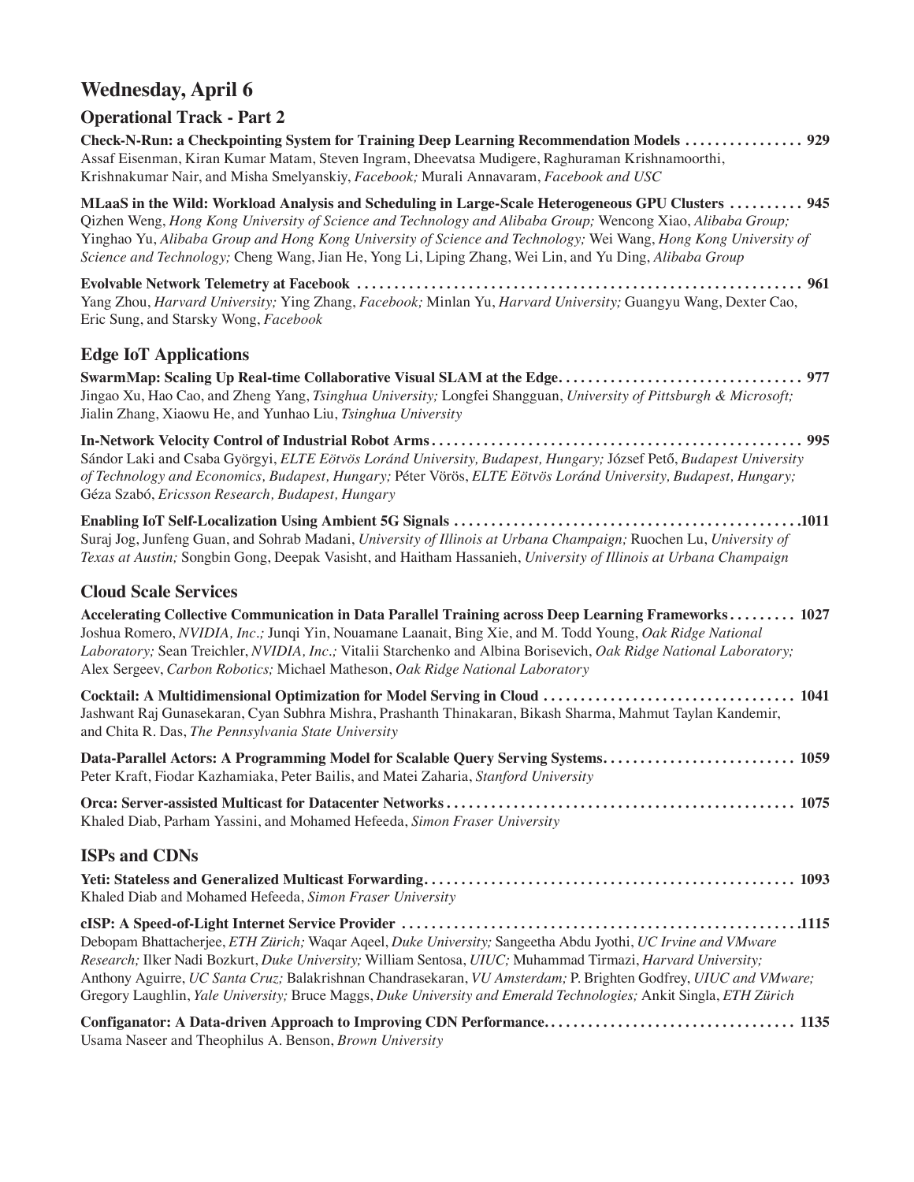# Wednesday, April 6

## Operational Track - Part 2

**Check-N-Run: a Checkpointing System for Training Deep Learning Recommendation Models** ................ 929
Assaf Eisenman, Kiran Kumar Matam, Steven Ingram, Dheevatsa Mudigere, Raghuraman Krishnamoorthi, Krishnakumar Nair, and Misha Smelyanskiy, *Facebook;* Murali Annavaram, *Facebook and USC*

**MLaaS in the Wild: Workload Analysis and Scheduling in Large-Scale Heterogeneous GPU Clusters** .......... 945
Qizhen Weng, *Hong Kong University of Science and Technology and Alibaba Group;* Wencong Xiao, *Alibaba Group;* Yinghao Yu, *Alibaba Group and Hong Kong University of Science and Technology;* Wei Wang, *Hong Kong University of Science and Technology;* Cheng Wang, Jian He, Yong Li, Liping Zhang, Wei Lin, and Yu Ding, *Alibaba Group*

**Evolvable Network Telemetry at Facebook** ............................................................ 961
Yang Zhou, *Harvard University;* Ying Zhang, *Facebook;* Minlan Yu, *Harvard University;* Guangyu Wang, Dexter Cao, Eric Sung, and Starsky Wong, *Facebook*

## Edge IoT Applications

**SwarmMap: Scaling Up Real-time Collaborative Visual SLAM at the Edge**................................ 977
Jingao Xu, Hao Cao, and Zheng Yang, *Tsinghua University;* Longfei Shangguan, *University of Pittsburgh & Microsoft;* Jialin Zhang, Xiaowu He, and Yunhao Liu, *Tsinghua University*

**In-Network Velocity Control of Industrial Robot Arms**.................................................. 995
Sándor Laki and Csaba Györgyi, *ELTE Eötvös Loránd University, Budapest, Hungary;* József Pető, *Budapest University of Technology and Economics, Budapest, Hungary;* Péter Vörös, *ELTE Eötvös Loránd University, Budapest, Hungary;* Géza Szabó, *Ericsson Research, Budapest, Hungary*

**Enabling IoT Self-Localization Using Ambient 5G Signals** ..............................................1011
Suraj Jog, Junfeng Guan, and Sohrab Madani, *University of Illinois at Urbana Champaign;* Ruochen Lu, *University of Texas at Austin;* Songbin Gong, Deepak Vasisht, and Haitham Hassanieh, *University of Illinois at Urbana Champaign*

## Cloud Scale Services

**Accelerating Collective Communication in Data Parallel Training across Deep Learning Frameworks**......... 1027
Joshua Romero, *NVIDIA, Inc.;* Junqi Yin, Nouamane Laanait, Bing Xie, and M. Todd Young, *Oak Ridge National Laboratory;* Sean Treichler, *NVIDIA, Inc.;* Vitalii Starchenko and Albina Borisevich, *Oak Ridge National Laboratory;* Alex Sergeev, *Carbon Robotics;* Michael Matheson, *Oak Ridge National Laboratory*

**Cocktail: A Multidimensional Optimization for Model Serving in Cloud** ................................. 1041
Jashwant Raj Gunasekaran, Cyan Subhra Mishra, Prashanth Thinakaran, Bikash Sharma, Mahmut Taylan Kandemir, and Chita R. Das, *The Pennsylvania State University*

**Data-Parallel Actors: A Programming Model for Scalable Query Serving Systems**.......................... 1059
Peter Kraft, Fiodar Kazhamiaka, Peter Bailis, and Matei Zaharia, *Stanford University*

**Orca: Server-assisted Multicast for Datacenter Networks**............................................... 1075
Khaled Diab, Parham Yassini, and Mohamed Hefeeda, *Simon Fraser University*

## ISPs and CDNs

**Yeti: Stateless and Generalized Multicast Forwarding**.................................................. 1093
Khaled Diab and Mohamed Hefeeda, *Simon Fraser University*

**cISP: A Speed-of-Light Internet Service Provider** .....................................................1115
Debopam Bhattacherjee, *ETH Zürich;* Waqar Aqeel, *Duke University;* Sangeetha Abdu Jyothi, *UC Irvine and VMware Research;* Ilker Nadi Bozkurt, *Duke University;* William Sentosa, *UIUC;* Muhammad Tirmazi, *Harvard University;* Anthony Aguirre, *UC Santa Cruz;* Balakrishnan Chandrasekaran, *VU Amsterdam;* P. Brighten Godfrey, *UIUC and VMware;* Gregory Laughlin, *Yale University;* Bruce Maggs, *Duke University and Emerald Technologies;* Ankit Singla, *ETH Zürich*

**Configanator: A Data-driven Approach to Improving CDN Performance**.................................. 1135
Usama Naseer and Theophilus A. Benson, *Brown University*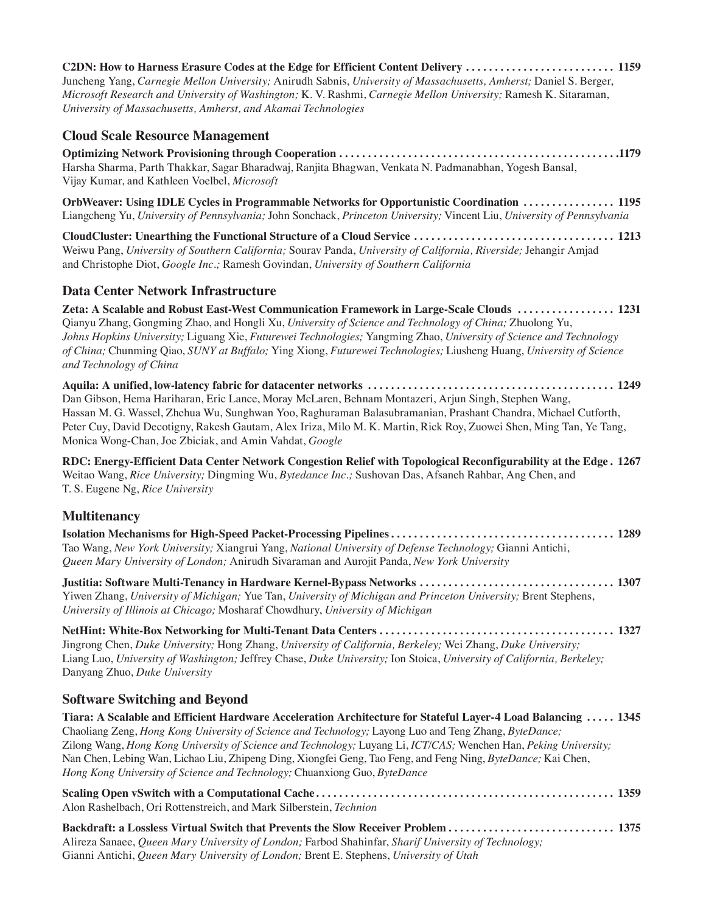**C2DN: How to Harness Erasure Codes at the Edge for Efficient Content Delivery** .......................... 1159
Juncheng Yang, *Carnegie Mellon University;* Anirudh Sabnis, *University of Massachusetts, Amherst;* Daniel S. Berger, *Microsoft Research and University of Washington;* K. V. Rashmi, *Carnegie Mellon University;* Ramesh K. Sitaraman, *University of Massachusetts, Amherst, and Akamai Technologies*

## Cloud Scale Resource Management

**Optimizing Network Provisioning through Cooperation** ................................................. 1179
Harsha Sharma, Parth Thakkar, Sagar Bharadwaj, Ranjita Bhagwan, Venkata N. Padmanabhan, Yogesh Bansal, Vijay Kumar, and Kathleen Voelbel, *Microsoft*

**OrbWeaver: Using IDLE Cycles in Programmable Networks for Opportunistic Coordination** ................ 1195
Liangcheng Yu, *University of Pennsylvania;* John Sonchack, *Princeton University;* Vincent Liu, *University of Pennsylvania*

**CloudCluster: Unearthing the Functional Structure of a Cloud Service** ................................... 1213
Weiwu Pang, *University of Southern California;* Sourav Panda, *University of California, Riverside;* Jehangir Amjad and Christophe Diot, *Google Inc.;* Ramesh Govindan, *University of Southern California*

## Data Center Network Infrastructure

**Zeta: A Scalable and Robust East-West Communication Framework in Large-Scale Clouds** ................. 1231
Qianyu Zhang, Gongming Zhao, and Hongli Xu, *University of Science and Technology of China;* Zhuolong Yu, *Johns Hopkins University;* Liguang Xie, *Futurewei Technologies;* Yangming Zhao, *University of Science and Technology of China;* Chunming Qiao, *SUNY at Buffalo;* Ying Xiong, *Futurewei Technologies;* Liusheng Huang, *University of Science and Technology of China*

**Aquila: A unified, low-latency fabric for datacenter networks** ........................................... 1249
Dan Gibson, Hema Hariharan, Eric Lance, Moray McLaren, Behnam Montazeri, Arjun Singh, Stephen Wang, Hassan M. G. Wassel, Zhehua Wu, Sunghwan Yoo, Raghuraman Balasubramanian, Prashant Chandra, Michael Cutforth, Peter Cuy, David Decotigny, Rakesh Gautam, Alex Iriza, Milo M. K. Martin, Rick Roy, Zuowei Shen, Ming Tan, Ye Tang, Monica Wong-Chan, Joe Zbiciak, and Amin Vahdat, *Google*

**RDC: Energy-Efficient Data Center Network Congestion Relief with Topological Reconfigurability at the Edge** . 1267
Weitao Wang, *Rice University;* Dingming Wu, *Bytedance Inc.;* Sushovan Das, Afsaneh Rahbar, Ang Chen, and T. S. Eugene Ng, *Rice University*

## Multitenancy

**Isolation Mechanisms for High-Speed Packet-Processing Pipelines** ....................................... 1289
Tao Wang, *New York University;* Xiangrui Yang, *National University of Defense Technology;* Gianni Antichi, *Queen Mary University of London;* Anirudh Sivaraman and Aurojit Panda, *New York University*

**Justitia: Software Multi-Tenancy in Hardware Kernel-Bypass Networks** .................................. 1307
Yiwen Zhang, *University of Michigan;* Yue Tan, *University of Michigan and Princeton University;* Brent Stephens, *University of Illinois at Chicago;* Mosharaf Chowdhury, *University of Michigan*

**NetHint: White-Box Networking for Multi-Tenant Data Centers** ......................................... 1327
Jingrong Chen, *Duke University;* Hong Zhang, *University of California, Berkeley;* Wei Zhang, *Duke University;* Liang Luo, *University of Washington;* Jeffrey Chase, *Duke University;* Ion Stoica, *University of California, Berkeley;* Danyang Zhuo, *Duke University*

## Software Switching and Beyond

**Tiara: A Scalable and Efficient Hardware Acceleration Architecture for Stateful Layer-4 Load Balancing** ..... 1345
Chaoliang Zeng, *Hong Kong University of Science and Technology;* Layong Luo and Teng Zhang, *ByteDance;* Zilong Wang, *Hong Kong University of Science and Technology;* Luyang Li, *ICT/CAS;* Wenchen Han, *Peking University;* Nan Chen, Lebing Wan, Lichao Liu, Zhipeng Ding, Xiongfei Geng, Tao Feng, and Feng Ning, *ByteDance;* Kai Chen, *Hong Kong University of Science and Technology;* Chuanxiong Guo, *ByteDance*

**Scaling Open vSwitch with a Computational Cache** .................................................... 1359
Alon Rashelbach, Ori Rottenstreich, and Mark Silberstein, *Technion*

**Backdraft: a Lossless Virtual Switch that Prevents the Slow Receiver Problem** ............................ 1375
Alireza Sanaee, *Queen Mary University of London;* Farbod Shahinfar, *Sharif University of Technology;* Gianni Antichi, *Queen Mary University of London;* Brent E. Stephens, *University of Utah*